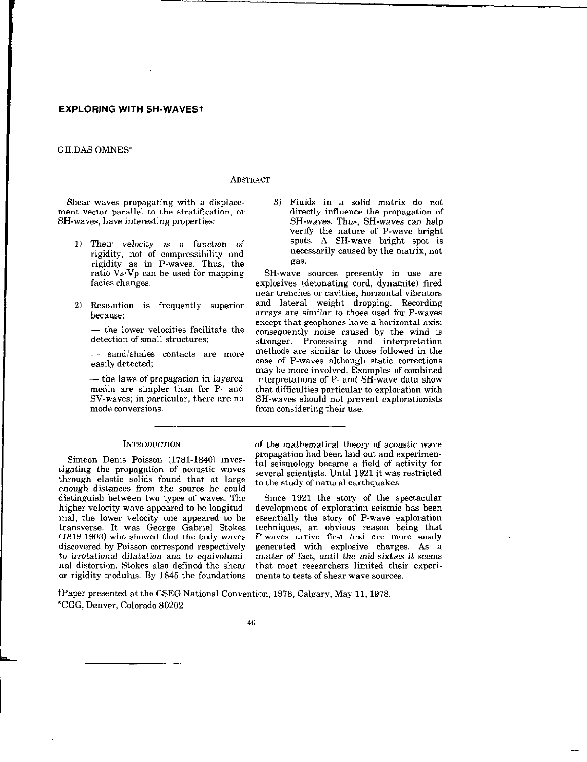# EXPLORING WITH SH-WAVES†

GILDAS OMNES*

## ABSTRACT

Shear waves propagating with a displacement vector parallel to the stratification, or SH-waves, have interesting properties:

1) Their velocity is a function of rigidity, not of compressibility and rigidity as in P-waves. Thus, the ratio Vs/Vp can be used for mapping facies changes.

2) Resolution is frequently superior because:

   — the lower velocities facilitate the detection of small structures;

   — sand/shales contacts are more easily detected;

   — the laws of propagation in layered media are simpler than for P- and SV-waves; in particular, there are no mode conversions.

3) Fluids in a solid matrix do not directly influence the propagation of SH-waves. Thus, SH-waves can help verify the nature of P-wave bright spots. A SH-wave bright spot is necessarily caused by the matrix, not gas.

SH-wave sources presently in use are explosives (detonating cord, dynamite) fired near trenches or cavities, horizontal vibrators and lateral weight dropping. Recording arrays are similar to those used for P-waves except that geophones have a horizontal axis; consequently noise caused by the wind is stronger. Processing and interpretation methods are similar to those followed in the case of P-waves although static corrections may be more involved. Examples of combined interpretations of P- and SH-wave data show that difficulties particular to exploration with SH-waves should not prevent explorationists from considering their use.

## INTRODUCTION

Simeon Denis Poisson (1781-1840) investigating the propagation of acoustic waves through elastic solids found that at large enough distances from the source he could distinguish between two types of waves. The higher velocity wave appeared to be longitudinal, the lower velocity one appeared to be transverse. It was George Gabriel Stokes (1819-1903) who showed that the body waves discovered by Poisson correspond respectively to irrotational dilatation and to equivoluminal distortion. Stokes also defined the shear or rigidity modulus. By 1845 the foundations of the mathematical theory of acoustic wave propagation had been laid out and experimental seismology became a field of activity for several scientists. Until 1921 it was restricted to the study of natural earthquakes.

Since 1921 the story of the spectacular development of exploration seismic has been essentially the story of P-wave exploration techniques, an obvious reason being that P-waves arrive first and are more easily generated with explosive charges. As a matter of fact, until the mid-sixties it seems that most researchers limited their experiments to tests of shear wave sources.

†Paper presented at the CSEG National Convention, 1978, Calgary, May 11, 1978.
*CGG, Denver, Colorado 80202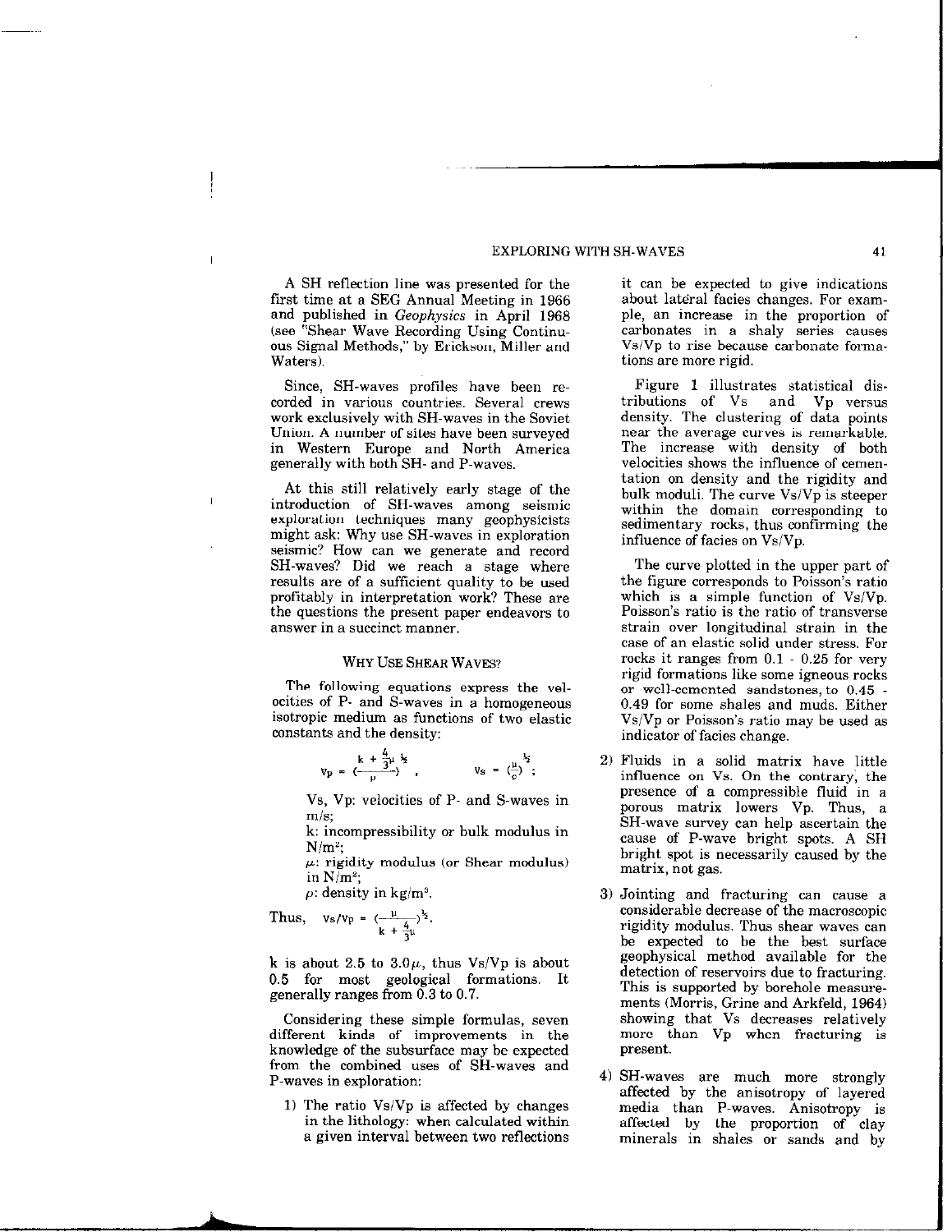A SH reflection line was presented for the first time at a SEG Annual Meeting in 1966 and published in *Geophysics* in April 1968 (see "Shear Wave Recording Using Continuous Signal Methods," by Erickson, Miller and Waters).

Since, SH-waves profiles have been recorded in various countries. Several crews work exclusively with SH-waves in the Soviet Union. A number of sites have been surveyed in Western Europe and North America generally with both SH- and P-waves.

At this still relatively early stage of the introduction of SH-waves among seismic exploration techniques many geophysicists might ask: Why use SH-waves in exploration seismic? How can we generate and record SH-waves? Did we reach a stage where results are of a sufficient quality to be used profitably in interpretation work? These are the questions the present paper endeavors to answer in a succinct manner.

## Why Use Shear Waves?

The following equations express the velocities of P- and S-waves in a homogeneous isotropic medium as functions of two elastic constants and the density:

$$V_P = \left(\frac{k + \frac{4}{3}\mu}{\rho}\right)^{\frac{1}{2}}, \qquad V_S = \left(\frac{\mu}{\rho}\right)^{\frac{1}{2}};$$

Vs, Vp: velocities of P- and S-waves in m/s;

k: incompressibility or bulk modulus in $N/m^2$;

$\mu$: rigidity modulus (or Shear modulus) in $N/m^2$;

$\rho$: density in $kg/m^3$.

Thus, $$V_S/V_P = \left(\frac{\mu}{k + \frac{4}{3}\mu}\right)^{\frac{1}{2}}.$$

k is about 2.5 to $3.0\mu$, thus Vs/Vp is about 0.5 for most geological formations. It generally ranges from 0.3 to 0.7.

Considering these simple formulas, seven different kinds of improvements in the knowledge of the subsurface may be expected from the combined uses of SH-waves and P-waves in exploration:

1) The ratio Vs/Vp is affected by changes in the lithology: when calculated within a given interval between two reflections it can be expected to give indications about latéral facies changes. For example, an increase in the proportion of carbonates in a shaly series causes Vs/Vp to rise because carbonate formations are more rigid.

   Figure 1 illustrates statistical distributions of Vs and Vp versus density. The clustering of data points near the average curves is remarkable. The increase with density of both velocities shows the influence of cementation on density and the rigidity and bulk moduli. The curve Vs/Vp is steeper within the domain corresponding to sedimentary rocks, thus confirming the influence of facies on Vs/Vp.

   The curve plotted in the upper part of the figure corresponds to Poisson's ratio which is a simple function of Vs/Vp. Poisson's ratio is the ratio of transverse strain over longitudinal strain in the case of an elastic solid under stress. For rocks it ranges from 0.1 - 0.25 for very rigid formations like some igneous rocks or well-cemented sandstones, to 0.45 - 0.49 for some shales and muds. Either Vs/Vp or Poisson's ratio may be used as indicator of facies change.

2) Fluids in a solid matrix have little influence on Vs. On the contrary, the presence of a compressible fluid in a porous matrix lowers Vp. Thus, a SH-wave survey can help ascertain the cause of P-wave bright spots. A SH bright spot is necessarily caused by the matrix, not gas.

3) Jointing and fracturing can cause a considerable decrease of the macroscopic rigidity modulus. Thus shear waves can be expected to be the best surface geophysical method available for the detection of reservoirs due to fracturing. This is supported by borehole measurements (Morris, Grine and Arkfeld, 1964) showing that Vs decreases relatively more than Vp when fracturing is present.

4) SH-waves are much more strongly affected by the anisotropy of layered media than P-waves. Anisotropy is affected by the proportion of clay minerals in shales or sands and by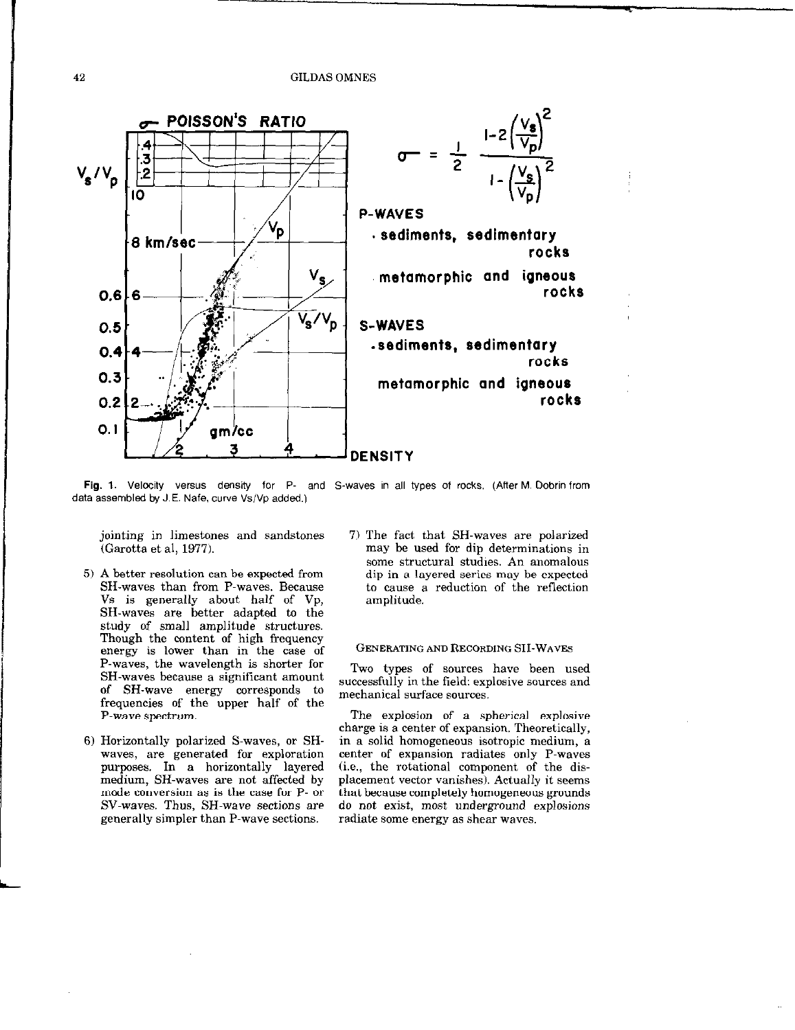$$\sigma = \frac{1}{2} \frac{1-2\left(\frac{V_s}{V_p}\right)^2}{1-\left(\frac{V_s}{V_p}\right)^2}$$

**Fig. 1.** Velocity versus density for P- and S-waves in all types of rocks. (After M. Dobrin from data assembled by J.E. Nafe, curve Vs/Vp added.)

jointing in limestones and sandstones (Garotta et al, 1977).

5) A better resolution can be expected from SH-waves than from P-waves. Because Vs is generally about half of Vp, SH-waves are better adapted to the study of small amplitude structures. Though the content of high frequency energy is lower than in the case of P-waves, the wavelength is shorter for SH-waves because a significant amount of SH-wave energy corresponds to frequencies of the upper half of the P-wave spectrum.

6) Horizontally polarized S-waves, or SH-waves, are generated for exploration purposes. In a horizontally layered medium, SH-waves are not affected by mode conversion as is the case for P- or SV-waves. Thus, SH-wave sections are generally simpler than P-wave sections.

7) The fact that SH-waves are polarized may be used for dip determinations in some structural studies. An anomalous dip in a layered series may be expected to cause a reduction of the reflection amplitude.

## Generating and Recording SH-Waves

Two types of sources have been used successfully in the field: explosive sources and mechanical surface sources.

The explosion of a spherical explosive charge is a center of expansion. Theoretically, in a solid homogeneous isotropic medium, a center of expansion radiates only P-waves (i.e., the rotational component of the displacement vector vanishes). Actually it seems that because completely homogeneous grounds do not exist, most underground explosions radiate some energy as shear waves.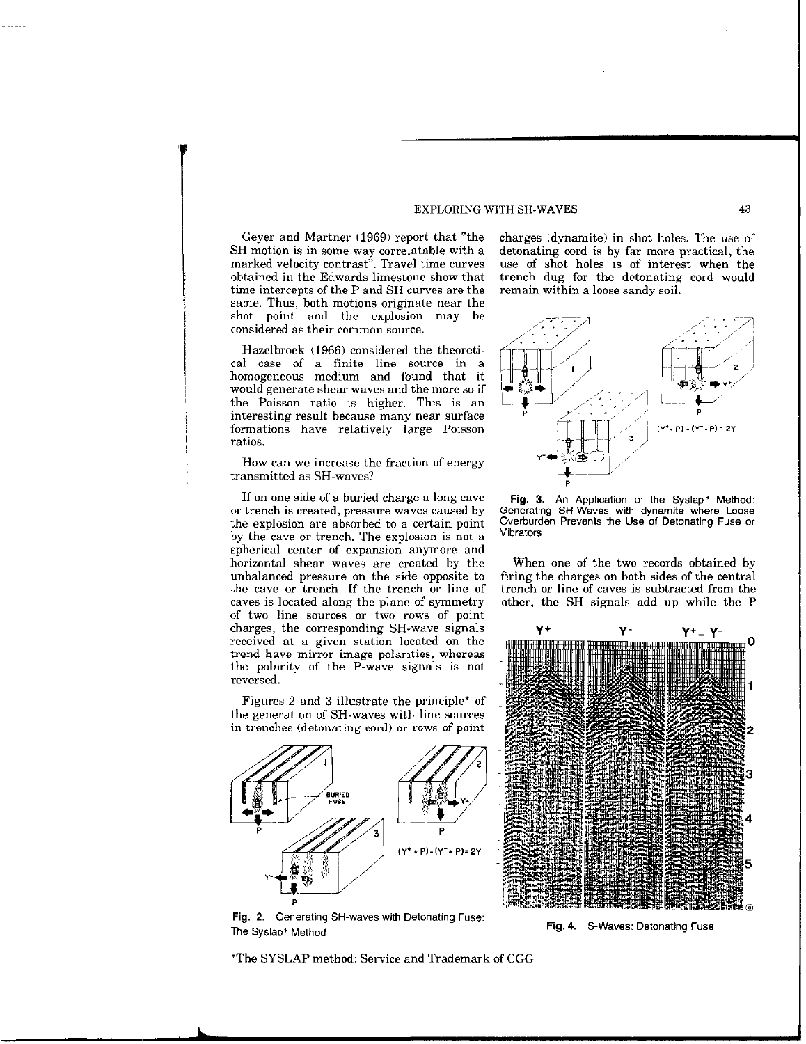Geyer and Martner (1969) report that "the SH motion is in some way correlatable with a marked velocity contrast". Travel time curves obtained in the Edwards limestone show that time intercepts of the P and SH curves are the same. Thus, both motions originate near the shot point and the explosion may be considered as their common source.

Hazelbroek (1966) considered the theoretical case of a finite line source in a homogeneous medium and found that it would generate shear waves and the more so if the Poisson ratio is higher. This is an interesting result because many near surface formations have relatively large Poisson ratios.

How can we increase the fraction of energy transmitted as SH-waves?

If on one side of a buried charge a long cave or trench is created, pressure waves caused by the explosion are absorbed to a certain point by the cave or trench. The explosion is not a spherical center of expansion anymore and horizontal shear waves are created by the unbalanced pressure on the side opposite to the cave or trench. If the trench or line of caves is located along the plane of symmetry of two line sources or two rows of point charges, the corresponding SH-wave signals received at a given station located on the trend have mirror image polarities, whereas the polarity of the P-wave signals is not reversed.

Figures 2 and 3 illustrate the principle* of the generation of SH-waves with line sources in trenches (detonating cord) or rows of point charges (dynamite) in shot holes. The use of detonating cord is by far more practical, the use of shot holes is of interest when the trench dug for the detonating cord would remain within a loose sandy soil.

$(Y^+ + P) - (Y^- + P) = 2Y$

**Fig. 2.** Generating SH-waves with Detonating Fuse: The Syslap* Method

$(Y^+ - P) - (Y^- + P) = 2Y$

**Fig. 3.** An Application of the Syslap* Method: Generating SH Waves with dynamite where Loose Overburden Prevents the Use of Detonating Fuse or Vibrators

When one of the two records obtained by firing the charges on both sides of the central trench or line of caves is subtracted from the other, the SH signals add up while the P

**Fig. 4.** S-Waves: Detonating Fuse

*The SYSLAP method: Service and Trademark of CGG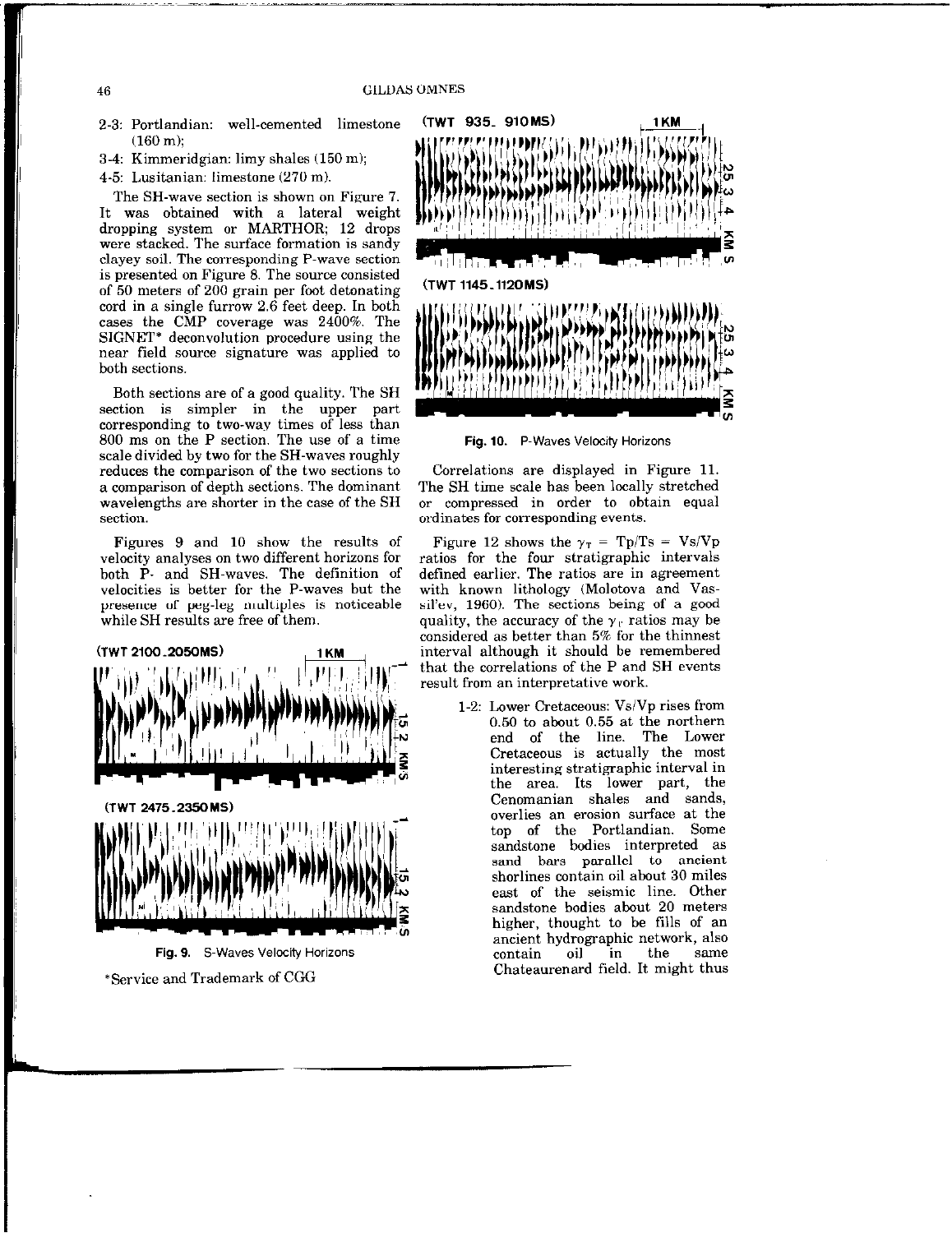2-3: Portlandian: well-cemented limestone (160 m);

3-4: Kimmeridgian: limy shales (150 m);

4-5: Lusitanian: limestone (270 m).

The SH-wave section is shown on Figure 7. It was obtained with a lateral weight dropping system or MARTHOR; 12 drops were stacked. The surface formation is sandy clayey soil. The corresponding P-wave section is presented on Figure 8. The source consisted of 50 meters of 200 grain per foot detonating cord in a single furrow 2.6 feet deep. In both cases the CMP coverage was 2400%. The SIGNET* deconvolution procedure using the near field source signature was applied to both sections.

Both sections are of a good quality. The SH section is simpler in the upper part corresponding to two-way times of less than 800 ms on the P section. The use of a time scale divided by two for the SH-waves roughly reduces the comparison of the two sections to a comparison of depth sections. The dominant wavelengths are shorter in the case of the SH section.

Figures 9 and 10 show the results of velocity analyses on two different horizons for both P- and SH-waves. The definition of velocities is better for the P-waves but the presence of peg-leg multiples is noticeable while SH results are free of them.

(TWT 2100_2050MS) 1KM

(TWT 2475_2350MS)

**Fig. 9.** S-Waves Velocity Horizons

*Service and Trademark of CGG

(TWT 935_ 910MS) 1KM

(TWT 1145_1120MS)

**Fig. 10.** P-Waves Velocity Horizons

Correlations are displayed in Figure 11. The SH time scale has been locally stretched or compressed in order to obtain equal ordinates for corresponding events.

Figure 12 shows the $\gamma_T = Tp/Ts = Vs/Vp$ ratios for the four stratigraphic intervals defined earlier. The ratios are in agreement with known lithology (Molotova and Vassil'ev, 1960). The sections being of a good quality, the accuracy of the $\gamma_T$ ratios may be considered as better than 5% for the thinnest interval although it should be remembered that the correlations of the P and SH events result from an interpretative work.

1-2: Lower Cretaceous: Vs/Vp rises from 0.50 to about 0.55 at the northern end of the line. The Lower Cretaceous is actually the most interesting stratigraphic interval in the area. Its lower part, the Cenomanian shales and sands, overlies an erosion surface at the top of the Portlandian. Some sandstone bodies interpreted as sand bars parallel to ancient shorlines contain oil about 30 miles east of the seismic line. Other sandstone bodies about 20 meters higher, thought to be fills of an ancient hydrographic network, also contain oil in the same Chateaurenard field. It might thus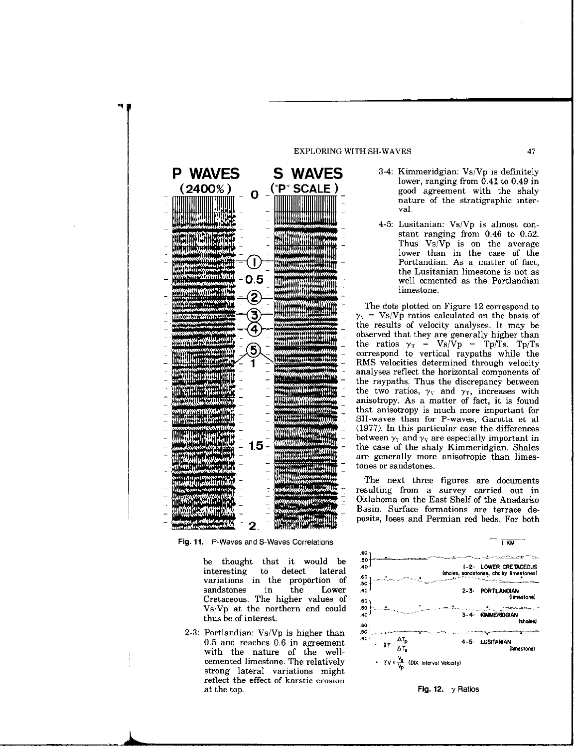Fig. 11. P-Waves and S-Waves Correlations

be thought that it would be interesting to detect lateral variations in the proportion of sandstones in the Lower Cretaceous. The higher values of Vs/Vp at the northern end could thus be of interest.

2-3: Portlandian: Vs/Vp is higher than 0.5 and reaches 0.6 in agreement with the nature of the well-cemented limestone. The relatively strong lateral variations might reflect the effect of karstic erosion at the top.

3-4: Kimmeridgian: Vs/Vp is definitely lower, ranging from 0.41 to 0.49 in good agreement with the shaly nature of the stratigraphic interval.

4-5: Lusitanian: Vs/Vp is almost constant ranging from 0.46 to 0.52. Thus Vs/Vp is on the average lower than in the case of the Portlandian. As a matter of fact, the Lusitanian limestone is not as well cemented as the Portlandian limestone.

The dots plotted on Figure 12 correspond to $\gamma_V$ = Vs/Vp ratios calculated on the basis of the results of velocity analyses. It may be observed that they are generally higher than the ratios $\gamma_T$ = Vs/Vp = Tp/Ts. Tp/Ts correspond to vertical raypaths while the RMS velocities determined through velocity analyses reflect the horizontal components of the raypaths. Thus the discrepancy between the two ratios, $\gamma_V$ and $\gamma_T$, increases with anisotropy. As a matter of fact, it is found that anisotropy is much more important for SH-waves than for P-waves, Garotta et al (1977). In this particular case the differences between $\gamma_T$ and $\gamma_V$ are especially important in the case of the shaly Kimmeridgian. Shales are generally more anisotropic than limestones or sandstones.

The next three figures are documents resulting from a survey carried out in Oklahoma on the East Shelf of the Anadarko Basin. Surface formations are terrace deposits, loess and Permian red beds. For both

Fig. 12. $\gamma$ Ratios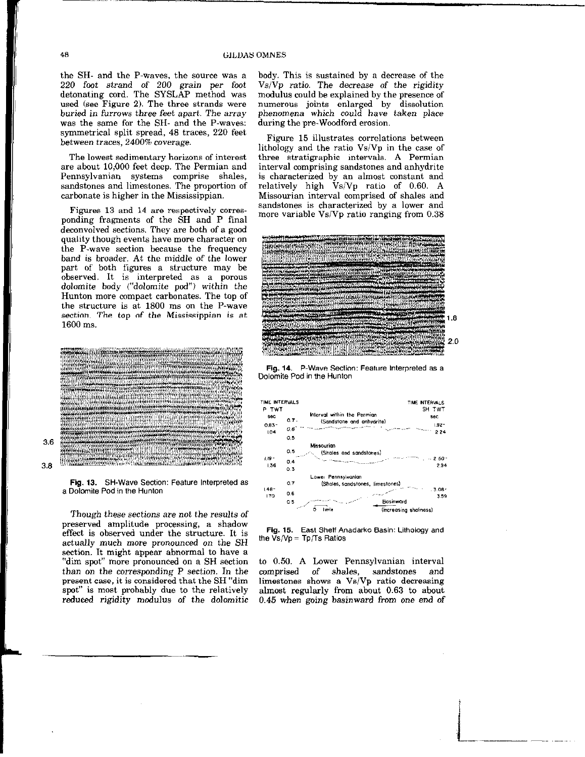the SH- and the P-waves, the source was a *220 foot strand of 200 grain per foot* detonating cord. The SYSLAP method was used (see Figure 2). The three strands were *buried in furrows three feet apart. The array* was the same for the SH- and the P-waves: *symmetrical split spread, 48 traces, 220 feet between traces, 2400% coverage.*

The lowest sedimentary horizons of interest are about 10,000 feet deep. The Permian and Pennsylvanian systems comprise shales, sandstones and limestones. The proportion of carbonate is higher in the Mississippian.

Figures 13 and 14 are respectively corresponding fragments of the SH and P final deconvolved sections. They are both of a good quality though events have more character on the P-wave section because the frequency band is broader. At the middle of the lower part of both figures a structure may be observed. It is interpreted as a porous dolomite body ("dolomite pod") *within the* Hunton more compact carbonates. The top of the structure is at 1800 ms on the P-wave section. The top of the Mississippian is at 1600 ms.

**Fig. 13.** SH-Wave Section: Feature Interpreted as a Dolomite Pod in the Hunton

*Though these sections are not the results of* preserved amplitude processing, a shadow effect is observed under the structure. *It is actually much more pronounced on the SH* section. It might appear abnormal to have a "dim spot" more pronounced on a SH section *than on the corresponding P section. In the* present case, it is considered that the SH "dim spot" is most probably due to the relatively reduced rigidity modulus of the dolomitic body. This is sustained by a decrease of the Vs/Vp *ratio. The decrease of the rigidity* modulus could be explained by the presence of numerous joints enlarged by dissolution *phenomena which could have taken place* during the pre-Woodford erosion.

**Fig. 14.** P-Wave Section: Feature Interpreted as a Dolomite Pod in the Hunton

Figure 15 illustrates correlations between lithology and the ratio Vs/Vp in the case of three stratigraphic intervals. A Permian interval comprising sandstones and anhydrite is characterized by an almost constant and relatively high Vs/Vp ratio of 0.60. A Missourian interval comprised of shales and sandstones is characterized by a lower and more variable Vs/Vp ratio ranging from 0.38 to 0.50. A Lower Pennsylvanian interval comprised of shales, sandstones and limestones shows a Vs/Vp ratio decreasing almost regularly from about 0.63 to about 0.45 when going basinward from one end of

**Fig. 15.** East Shelf Anadarko Basin: Lithology and the Vs/Vp = Tp/Ts Ratios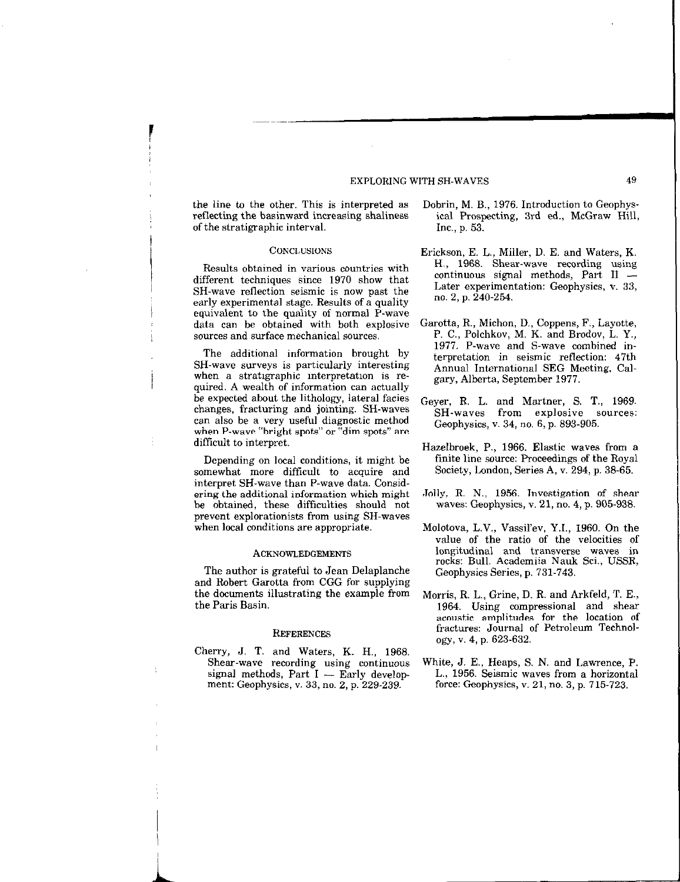the line to the other. This is interpreted as reflecting the basinward increasing shaliness of the stratigraphic interval.

## CONCLUSIONS

Results obtained in various countries with different techniques since 1970 show that SH-wave reflection seismic is now past the early experimental stage. Results of a quality equivalent to the quality of normal P-wave data can be obtained with both explosive sources and surface mechanical sources.

The additional information brought by SH-wave surveys is particularly interesting when a stratigraphic interpretation is required. A wealth of information can actually be expected about the lithology, lateral facies changes, fracturing and jointing. SH-waves can also be a very useful diagnostic method when P-wave "bright spots" or "dim spots" are difficult to interpret.

Depending on local conditions, it might be somewhat more difficult to acquire and interpret SH-wave than P-wave data. Considering the additional information which might be obtained, these difficulties should not prevent explorationists from using SH-waves when local conditions are appropriate.

## ACKNOWLEDGEMENTS

The author is grateful to Jean Delaplanche and Robert Garotta from CGG for supplying the documents illustrating the example from the Paris Basin.

## REFERENCES

Cherry, J. T. and Waters, K. H., 1968. Shear-wave recording using continuous signal methods, Part I — Early development: Geophysics, v. 33, no. 2, p. 229-239.

Dobrin, M. B., 1976. Introduction to Geophysical Prospecting, 3rd ed., McGraw Hill, Inc., p. 53.

Erickson, E. L., Miller, D. E. and Waters, K. H., 1968. Shear-wave recording using continuous signal methods, Part II — Later experimentation: Geophysics, v. 33, no. 2, p. 240-254.

Garotta, R., Michon, D., Coppens, F., Layotte, P. C., Polchkov, M. K. and Brodov, L. Y., 1977. P-wave and S-wave combined interpretation in seismic reflection: 47th Annual International SEG Meeting, Calgary, Alberta, September 1977.

Geyer, R. L. and Martner, S. T., 1969. SH-waves from explosive sources: Geophysics, v. 34, no. 6, p. 893-905.

Hazelbroek, P., 1966. Elastic waves from a finite line source: Proceedings of the Royal Society, London, Series A, v. 294, p. 38-65.

Jolly, R. N., 1956. Investigation of shear waves: Geophysics, v. 21, no. 4, p. 905-938.

Molotova, L.V., Vassil'ev, Y.I., 1960. On the value of the ratio of the velocities of longitudinal and transverse waves in rocks: Bull. Academiia Nauk Sci., USSR, Geophysics Series, p. 731-743.

Morris, R. L., Grine, D. R. and Arkfeld, T. E., 1964. Using compressional and shear acoustic amplitudes for the location of fractures: Journal of Petroleum Technology, v. 4, p. 623-632.

White, J. E., Heaps, S. N. and Lawrence, P. L., 1956. Seismic waves from a horizontal force: Geophysics, v. 21, no. 3, p. 715-723.